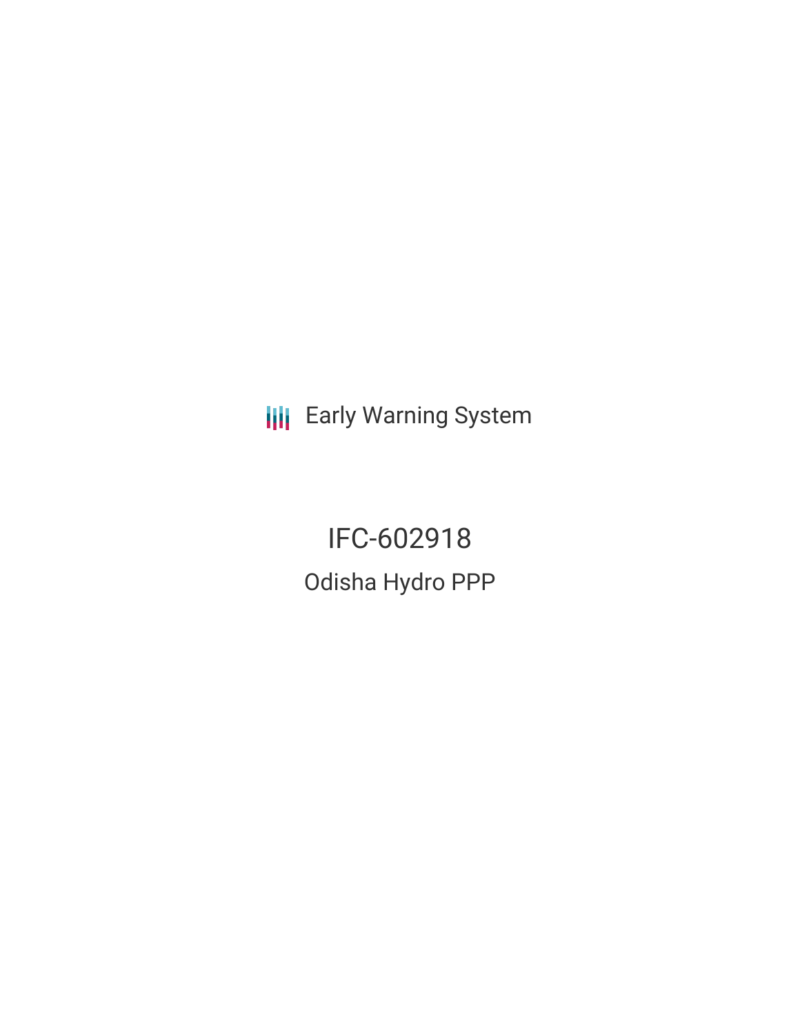Early Warning System

# IFC-602918

## Odisha Hydro PPP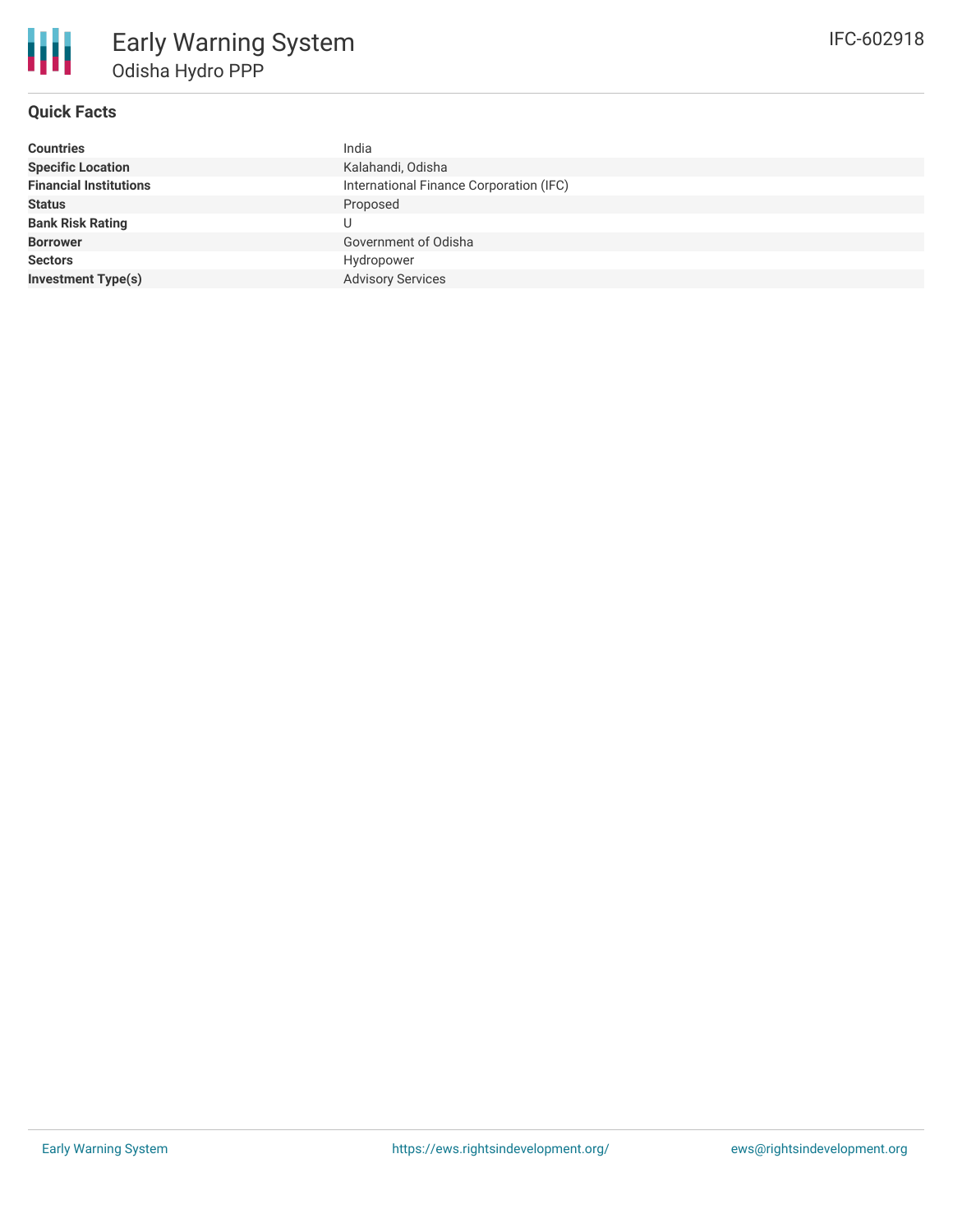# Early Warning System

## Odisha Hydro PPP

IFC-602918

### Quick Facts

| | |
|---|---|
| **Countries** | India |
| **Specific Location** | Kalahandi, Odisha |
| **Financial Institutions** | International Finance Corporation (IFC) |
| **Status** | Proposed |
| **Bank Risk Rating** | U |
| **Borrower** | Government of Odisha |
| **Sectors** | Hydropower |
| **Investment Type(s)** | Advisory Services |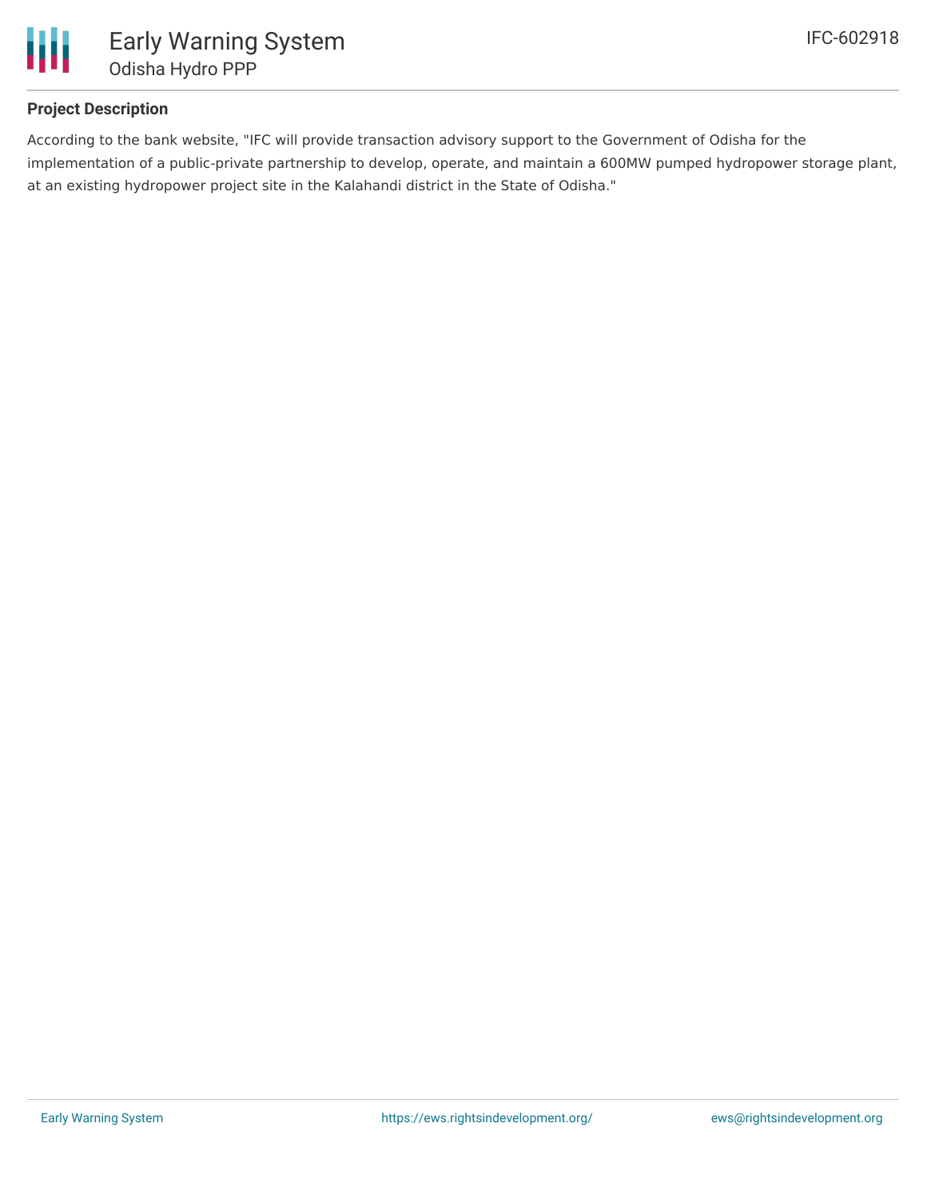## Project Description

According to the bank website, "IFC will provide transaction advisory support to the Government of Odisha for the implementation of a public-private partnership to develop, operate, and maintain a 600MW pumped hydropower storage plant, at an existing hydropower project site in the Kalahandi district in the State of Odisha."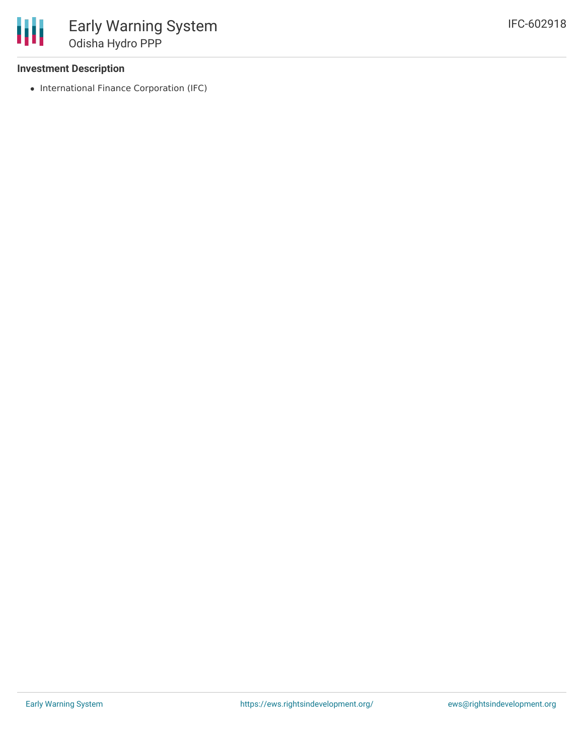### Investment Description

- International Finance Corporation (IFC)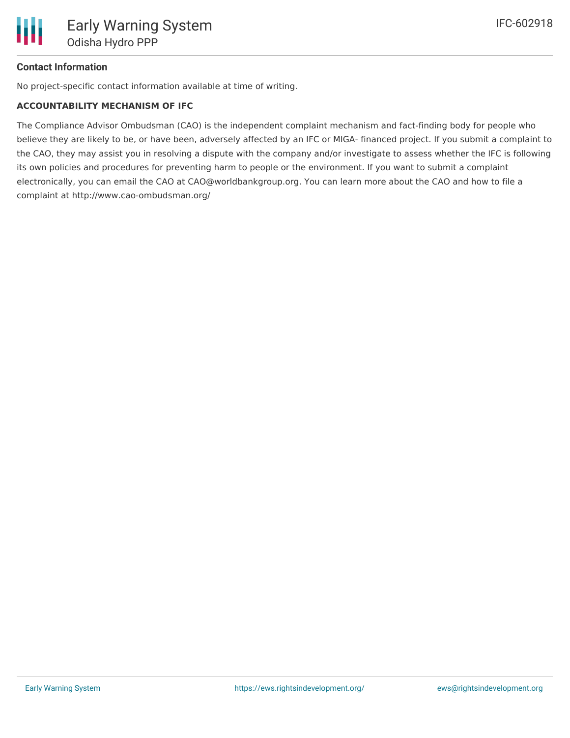## Contact Information

No project-specific contact information available at time of writing.

**ACCOUNTABILITY MECHANISM OF IFC**

The Compliance Advisor Ombudsman (CAO) is the independent complaint mechanism and fact-finding body for people who believe they are likely to be, or have been, adversely affected by an IFC or MIGA- financed project. If you submit a complaint to the CAO, they may assist you in resolving a dispute with the company and/or investigate to assess whether the IFC is following its own policies and procedures for preventing harm to people or the environment. If you want to submit a complaint electronically, you can email the CAO at CAO@worldbankgroup.org. You can learn more about the CAO and how to file a complaint at http://www.cao-ombudsman.org/